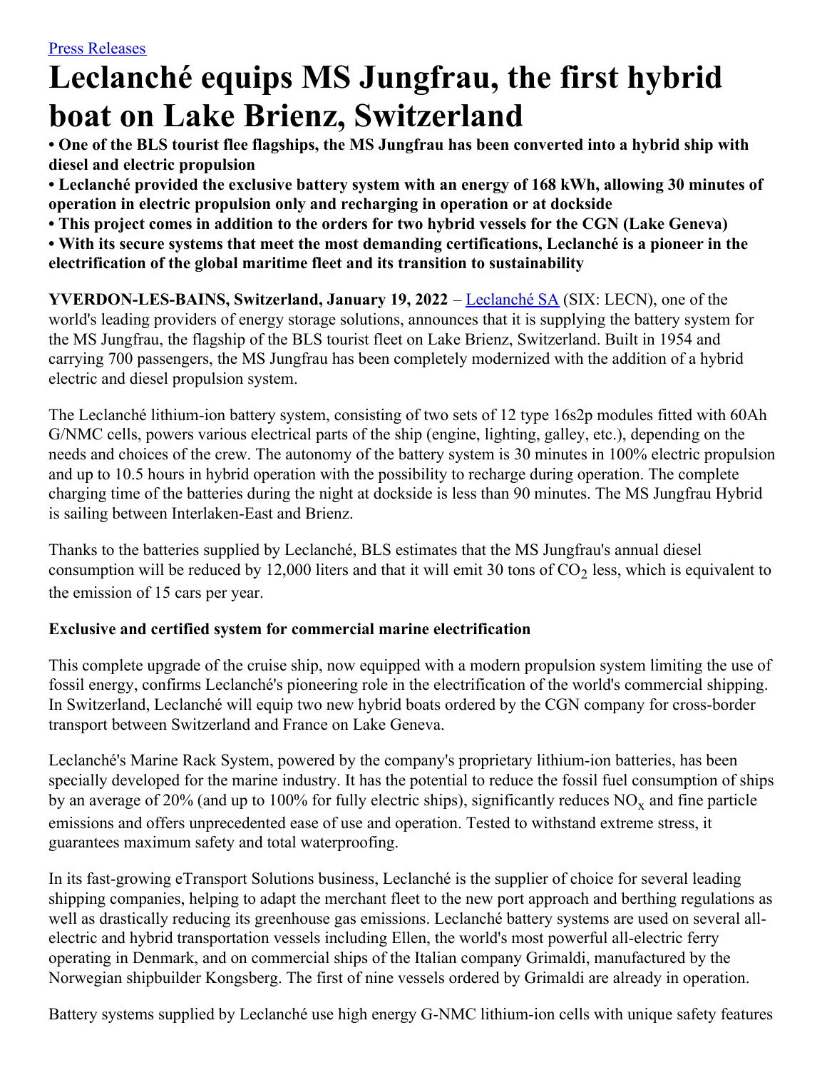[Press Releases](#)

# Leclanché equips MS Jungfrau, the first hybrid boat on Lake Brienz, Switzerland

**• One of the BLS tourist flee flagships, the MS Jungfrau has been converted into a hybrid ship with diesel and electric propulsion**

**• Leclanché provided the exclusive battery system with an energy of 168 kWh, allowing 30 minutes of operation in electric propulsion only and recharging in operation or at dockside**

**• This project comes in addition to the orders for two hybrid vessels for the CGN (Lake Geneva)**

**• With its secure systems that meet the most demanding certifications, Leclanché is a pioneer in the electrification of the global maritime fleet and its transition to sustainability**

**YVERDON-LES-BAINS, Switzerland, January 19, 2022** – [Leclanché SA](#) (SIX: LECN), one of the world's leading providers of energy storage solutions, announces that it is supplying the battery system for the MS Jungfrau, the flagship of the BLS tourist fleet on Lake Brienz, Switzerland. Built in 1954 and carrying 700 passengers, the MS Jungfrau has been completely modernized with the addition of a hybrid electric and diesel propulsion system.

The Leclanché lithium-ion battery system, consisting of two sets of 12 type 16s2p modules fitted with 60Ah G/NMC cells, powers various electrical parts of the ship (engine, lighting, galley, etc.), depending on the needs and choices of the crew. The autonomy of the battery system is 30 minutes in 100% electric propulsion and up to 10.5 hours in hybrid operation with the possibility to recharge during operation. The complete charging time of the batteries during the night at dockside is less than 90 minutes. The MS Jungfrau Hybrid is sailing between Interlaken-East and Brienz.

Thanks to the batteries supplied by Leclanché, BLS estimates that the MS Jungfrau's annual diesel consumption will be reduced by 12,000 liters and that it will emit 30 tons of $CO_2$ less, which is equivalent to the emission of 15 cars per year.

### Exclusive and certified system for commercial marine electrification

This complete upgrade of the cruise ship, now equipped with a modern propulsion system limiting the use of fossil energy, confirms Leclanché's pioneering role in the electrification of the world's commercial shipping. In Switzerland, Leclanché will equip two new hybrid boats ordered by the CGN company for cross-border transport between Switzerland and France on Lake Geneva.

Leclanché's Marine Rack System, powered by the company's proprietary lithium-ion batteries, has been specially developed for the marine industry. It has the potential to reduce the fossil fuel consumption of ships by an average of 20% (and up to 100% for fully electric ships), significantly reduces $NO_x$ and fine particle emissions and offers unprecedented ease of use and operation. Tested to withstand extreme stress, it guarantees maximum safety and total waterproofing.

In its fast-growing eTransport Solutions business, Leclanché is the supplier of choice for several leading shipping companies, helping to adapt the merchant fleet to the new port approach and berthing regulations as well as drastically reducing its greenhouse gas emissions. Leclanché battery systems are used on several all-electric and hybrid transportation vessels including Ellen, the world's most powerful all-electric ferry operating in Denmark, and on commercial ships of the Italian company Grimaldi, manufactured by the Norwegian shipbuilder Kongsberg. The first of nine vessels ordered by Grimaldi are already in operation.

Battery systems supplied by Leclanché use high energy G-NMC lithium-ion cells with unique safety features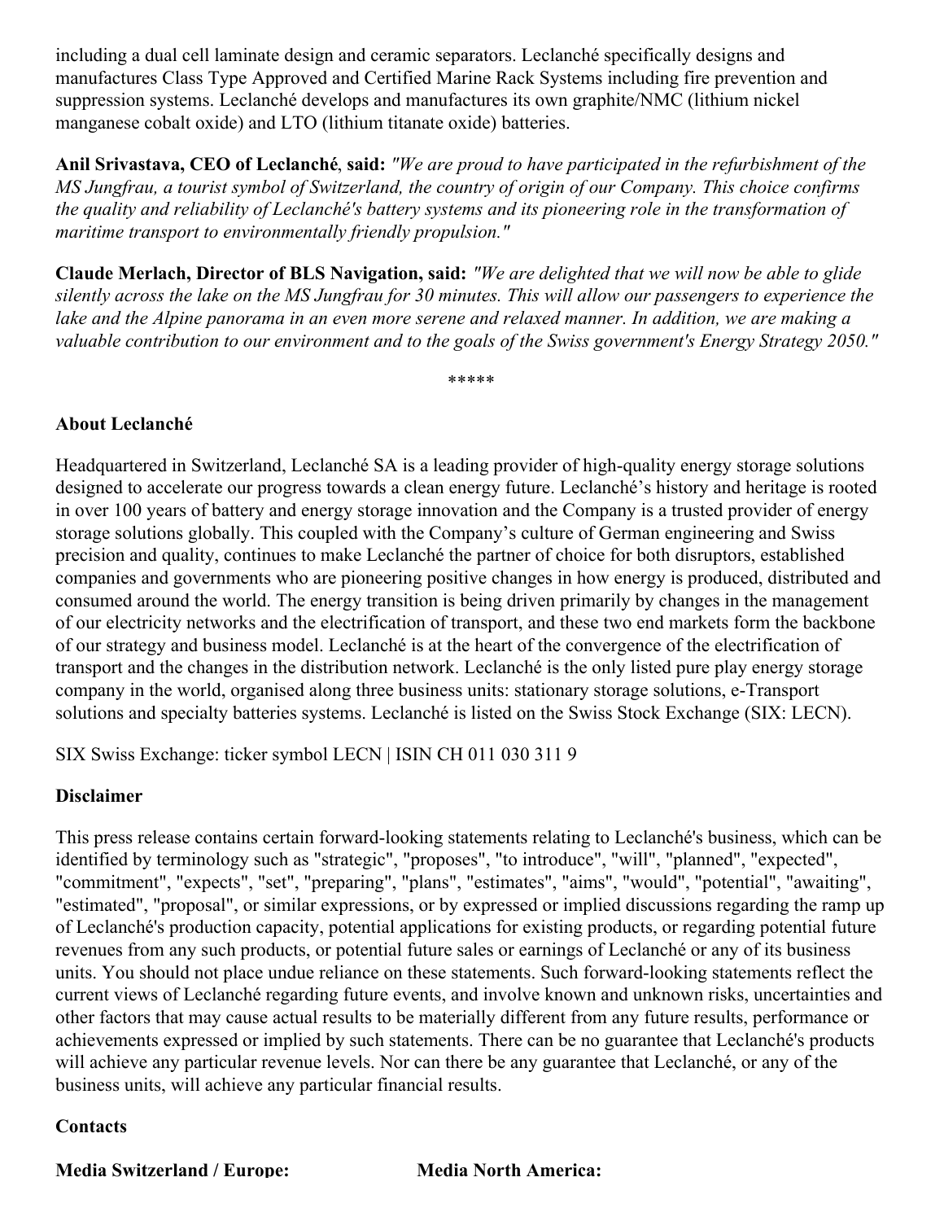including a dual cell laminate design and ceramic separators. Leclanché specifically designs and manufactures Class Type Approved and Certified Marine Rack Systems including fire prevention and suppression systems. Leclanché develops and manufactures its own graphite/NMC (lithium nickel manganese cobalt oxide) and LTO (lithium titanate oxide) batteries.

**Anil Srivastava, CEO of Leclanché**, **said:** *"We are proud to have participated in the refurbishment of the MS Jungfrau, a tourist symbol of Switzerland, the country of origin of our Company. This choice confirms the quality and reliability of Leclanché's battery systems and its pioneering role in the transformation of maritime transport to environmentally friendly propulsion."*

**Claude Merlach, Director of BLS Navigation, said:** *"We are delighted that we will now be able to glide silently across the lake on the MS Jungfrau for 30 minutes. This will allow our passengers to experience the lake and the Alpine panorama in an even more serene and relaxed manner. In addition, we are making a valuable contribution to our environment and to the goals of the Swiss government's Energy Strategy 2050."*

*****

## About Leclanché

Headquartered in Switzerland, Leclanché SA is a leading provider of high-quality energy storage solutions designed to accelerate our progress towards a clean energy future. Leclanché's history and heritage is rooted in over 100 years of battery and energy storage innovation and the Company is a trusted provider of energy storage solutions globally. This coupled with the Company's culture of German engineering and Swiss precision and quality, continues to make Leclanché the partner of choice for both disruptors, established companies and governments who are pioneering positive changes in how energy is produced, distributed and consumed around the world. The energy transition is being driven primarily by changes in the management of our electricity networks and the electrification of transport, and these two end markets form the backbone of our strategy and business model. Leclanché is at the heart of the convergence of the electrification of transport and the changes in the distribution network. Leclanché is the only listed pure play energy storage company in the world, organised along three business units: stationary storage solutions, e-Transport solutions and specialty batteries systems. Leclanché is listed on the Swiss Stock Exchange (SIX: LECN).

SIX Swiss Exchange: ticker symbol LECN | ISIN CH 011 030 311 9

## Disclaimer

This press release contains certain forward-looking statements relating to Leclanché's business, which can be identified by terminology such as "strategic", "proposes", "to introduce", "will", "planned", "expected", "commitment", "expects", "set", "preparing", "plans", "estimates", "aims", "would", "potential", "awaiting", "estimated", "proposal", or similar expressions, or by expressed or implied discussions regarding the ramp up of Leclanché's production capacity, potential applications for existing products, or regarding potential future revenues from any such products, or potential future sales or earnings of Leclanché or any of its business units. You should not place undue reliance on these statements. Such forward-looking statements reflect the current views of Leclanché regarding future events, and involve known and unknown risks, uncertainties and other factors that may cause actual results to be materially different from any future results, performance or achievements expressed or implied by such statements. There can be no guarantee that Leclanché's products will achieve any particular revenue levels. Nor can there be any guarantee that Leclanché, or any of the business units, will achieve any particular financial results.

## Contacts

**Media Switzerland / Europe:**

**Media North America:**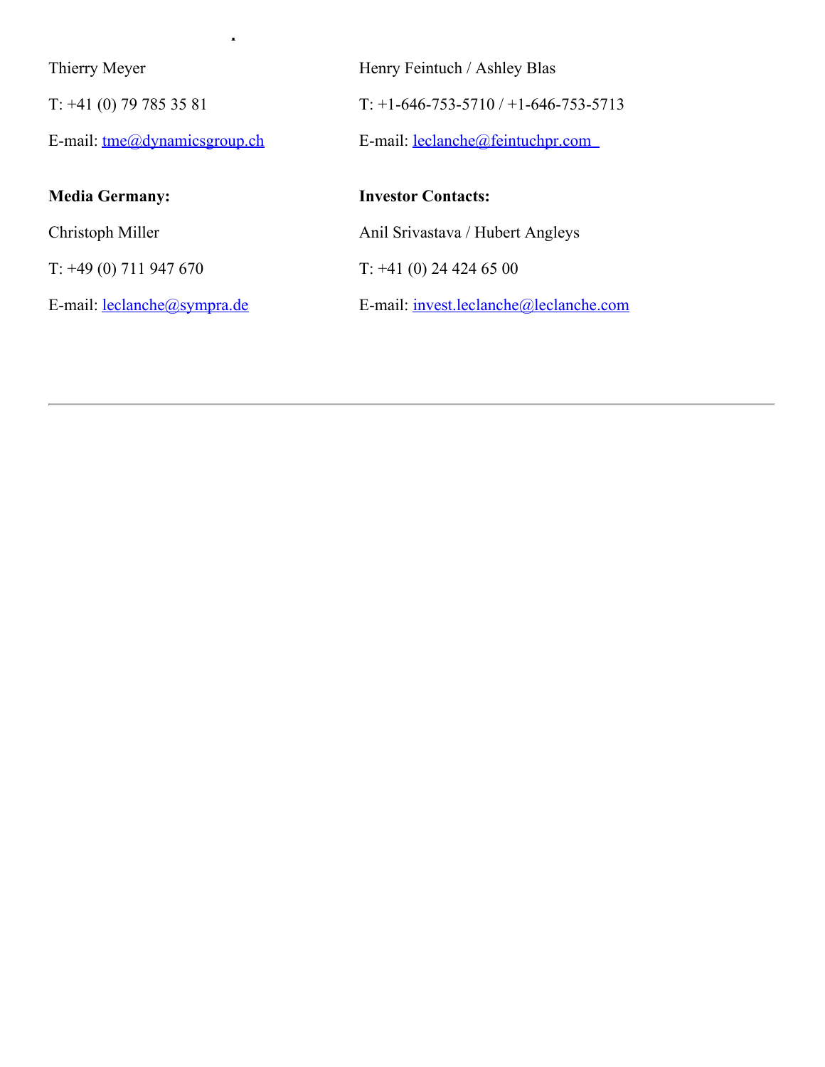Thierry Meyer

T: +41 (0) 79 785 35 81

E-mail: tme@dynamicsgroup.ch

Henry Feintuch / Ashley Blas

T: +1-646-753-5710 / +1-646-753-5713

E-mail: leclanche@feintuchpr.com

**Media Germany:**

Christoph Miller

T: +49 (0) 711 947 670

E-mail: leclanche@sympra.de

**Investor Contacts:**

Anil Srivastava / Hubert Angleys

T: +41 (0) 24 424 65 00

E-mail: invest.leclanche@leclanche.com

---